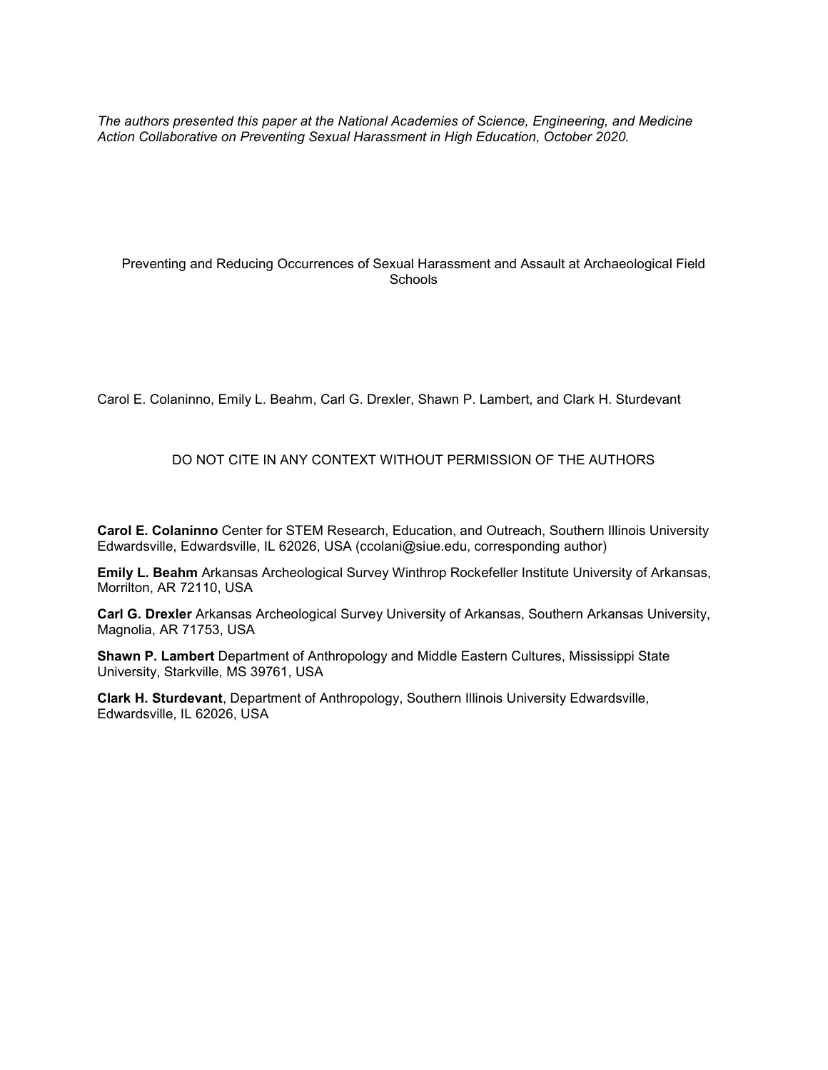*The authors presented this paper at the National Academies of Science, Engineering, and Medicine Action Collaborative on Preventing Sexual Harassment in High Education, October 2020.*

# Preventing and Reducing Occurrences of Sexual Harassment and Assault at Archaeological Field Schools

Carol E. Colaninno, Emily L. Beahm, Carl G. Drexler, Shawn P. Lambert, and Clark H. Sturdevant

DO NOT CITE IN ANY CONTEXT WITHOUT PERMISSION OF THE AUTHORS

**Carol E. Colaninno** Center for STEM Research, Education, and Outreach, Southern Illinois University Edwardsville, Edwardsville, IL 62026, USA (ccolani@siue.edu, corresponding author)

**Emily L. Beahm** Arkansas Archeological Survey Winthrop Rockefeller Institute University of Arkansas, Morrilton, AR 72110, USA

**Carl G. Drexler** Arkansas Archeological Survey University of Arkansas, Southern Arkansas University, Magnolia, AR 71753, USA

**Shawn P. Lambert** Department of Anthropology and Middle Eastern Cultures, Mississippi State University, Starkville, MS 39761, USA

**Clark H. Sturdevant**, Department of Anthropology, Southern Illinois University Edwardsville, Edwardsville, IL 62026, USA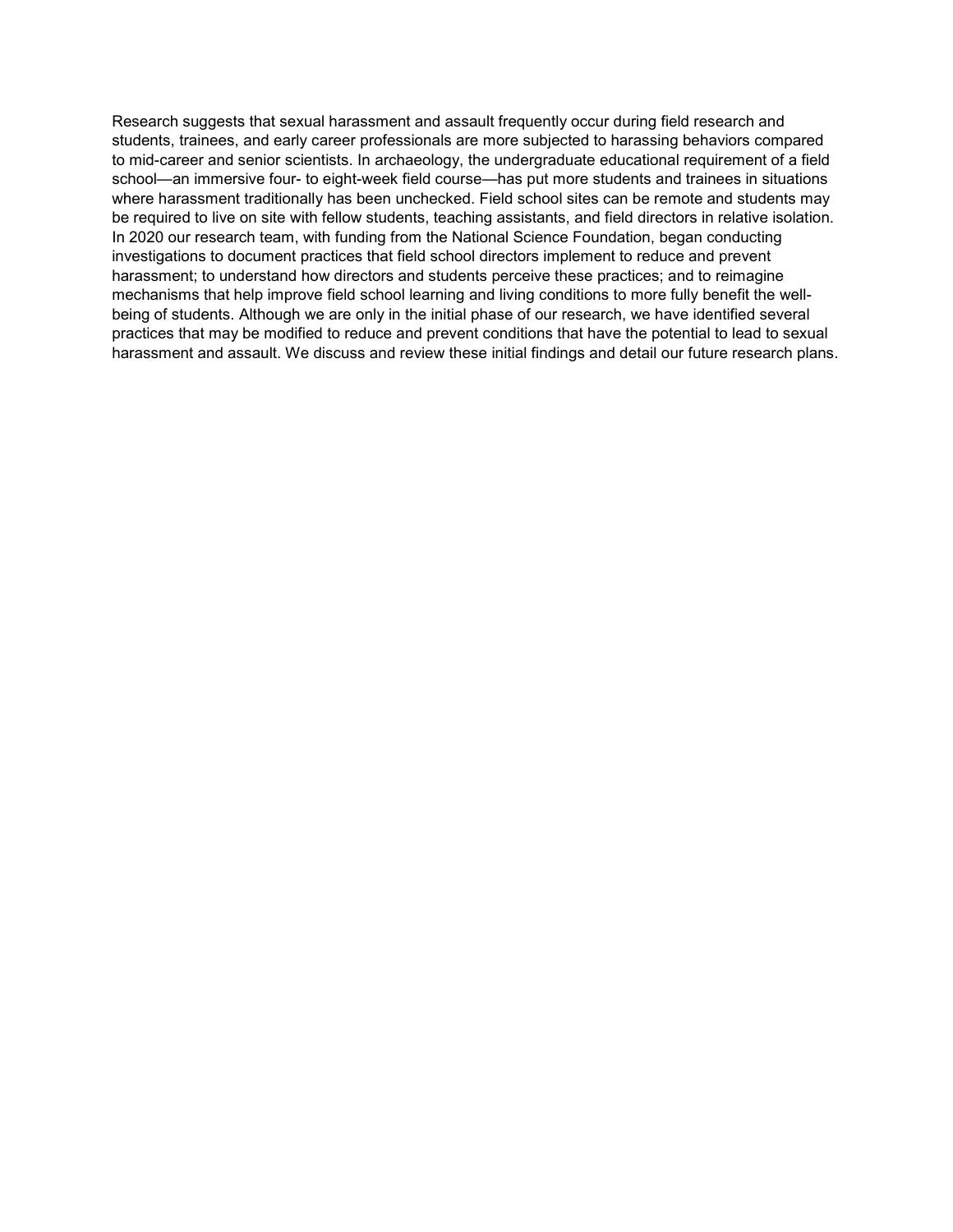Research suggests that sexual harassment and assault frequently occur during field research and students, trainees, and early career professionals are more subjected to harassing behaviors compared to mid-career and senior scientists. In archaeology, the undergraduate educational requirement of a field school—an immersive four- to eight-week field course—has put more students and trainees in situations where harassment traditionally has been unchecked. Field school sites can be remote and students may be required to live on site with fellow students, teaching assistants, and field directors in relative isolation. In 2020 our research team, with funding from the National Science Foundation, began conducting investigations to document practices that field school directors implement to reduce and prevent harassment; to understand how directors and students perceive these practices; and to reimagine mechanisms that help improve field school learning and living conditions to more fully benefit the well-being of students. Although we are only in the initial phase of our research, we have identified several practices that may be modified to reduce and prevent conditions that have the potential to lead to sexual harassment and assault. We discuss and review these initial findings and detail our future research plans.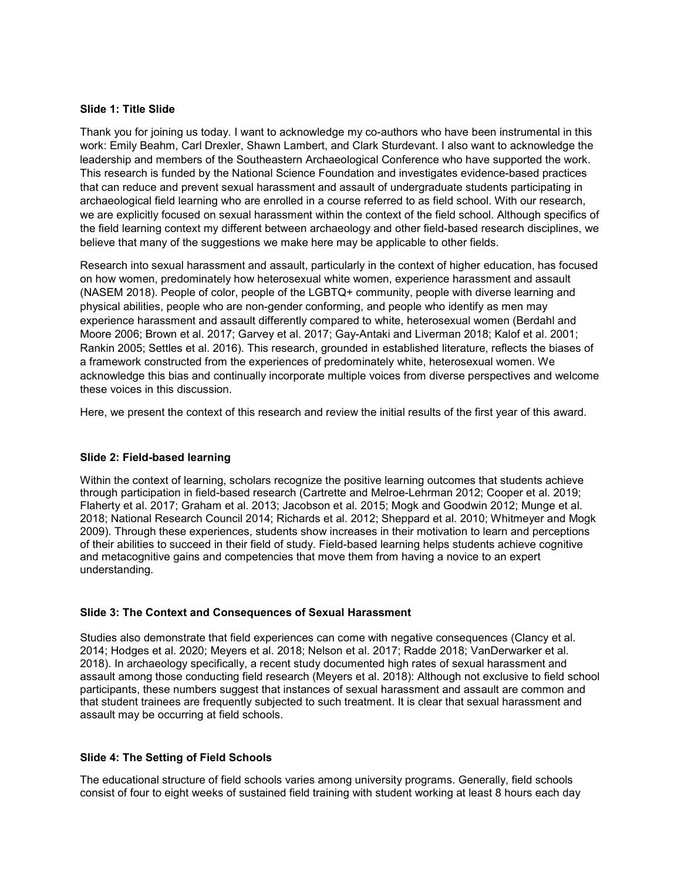**Slide 1: Title Slide**

Thank you for joining us today. I want to acknowledge my co-authors who have been instrumental in this work: Emily Beahm, Carl Drexler, Shawn Lambert, and Clark Sturdevant. I also want to acknowledge the leadership and members of the Southeastern Archaeological Conference who have supported the work. This research is funded by the National Science Foundation and investigates evidence-based practices that can reduce and prevent sexual harassment and assault of undergraduate students participating in archaeological field learning who are enrolled in a course referred to as field school. With our research, we are explicitly focused on sexual harassment within the context of the field school. Although specifics of the field learning context my different between archaeology and other field-based research disciplines, we believe that many of the suggestions we make here may be applicable to other fields.

Research into sexual harassment and assault, particularly in the context of higher education, has focused on how women, predominately how heterosexual white women, experience harassment and assault (NASEM 2018). People of color, people of the LGBTQ+ community, people with diverse learning and physical abilities, people who are non-gender conforming, and people who identify as men may experience harassment and assault differently compared to white, heterosexual women (Berdahl and Moore 2006; Brown et al. 2017; Garvey et al. 2017; Gay-Antaki and Liverman 2018; Kalof et al. 2001; Rankin 2005; Settles et al. 2016). This research, grounded in established literature, reflects the biases of a framework constructed from the experiences of predominately white, heterosexual women. We acknowledge this bias and continually incorporate multiple voices from diverse perspectives and welcome these voices in this discussion.

Here, we present the context of this research and review the initial results of the first year of this award.

**Slide 2: Field-based learning**

Within the context of learning, scholars recognize the positive learning outcomes that students achieve through participation in field-based research (Cartrette and Melroe-Lehrman 2012; Cooper et al. 2019; Flaherty et al. 2017; Graham et al. 2013; Jacobson et al. 2015; Mogk and Goodwin 2012; Munge et al. 2018; National Research Council 2014; Richards et al. 2012; Sheppard et al. 2010; Whitmeyer and Mogk 2009). Through these experiences, students show increases in their motivation to learn and perceptions of their abilities to succeed in their field of study. Field-based learning helps students achieve cognitive and metacognitive gains and competencies that move them from having a novice to an expert understanding.

**Slide 3: The Context and Consequences of Sexual Harassment**

Studies also demonstrate that field experiences can come with negative consequences (Clancy et al. 2014; Hodges et al. 2020; Meyers et al. 2018; Nelson et al. 2017; Radde 2018; VanDerwarker et al. 2018). In archaeology specifically, a recent study documented high rates of sexual harassment and assault among those conducting field research (Meyers et al. 2018): Although not exclusive to field school participants, these numbers suggest that instances of sexual harassment and assault are common and that student trainees are frequently subjected to such treatment. It is clear that sexual harassment and assault may be occurring at field schools.

**Slide 4: The Setting of Field Schools**

The educational structure of field schools varies among university programs. Generally, field schools consist of four to eight weeks of sustained field training with student working at least 8 hours each day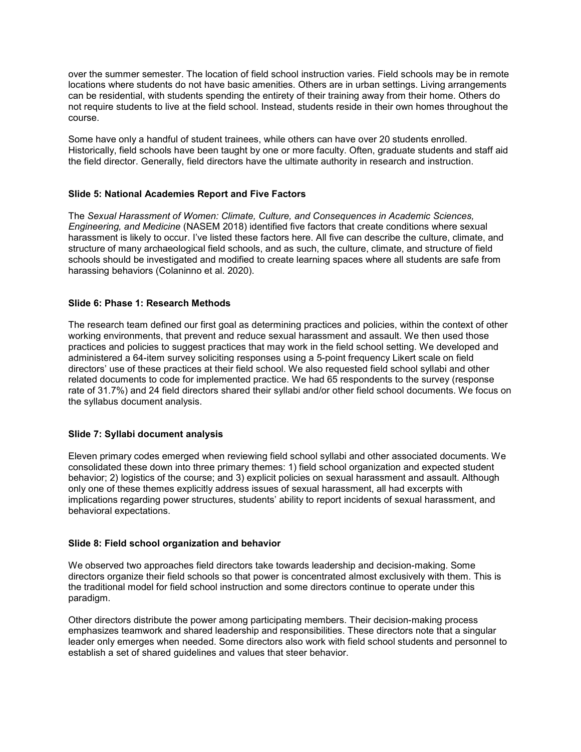over the summer semester. The location of field school instruction varies. Field schools may be in remote locations where students do not have basic amenities. Others are in urban settings. Living arrangements can be residential, with students spending the entirety of their training away from their home. Others do not require students to live at the field school. Instead, students reside in their own homes throughout the course.

Some have only a handful of student trainees, while others can have over 20 students enrolled. Historically, field schools have been taught by one or more faculty. Often, graduate students and staff aid the field director. Generally, field directors have the ultimate authority in research and instruction.

**Slide 5: National Academies Report and Five Factors**

The *Sexual Harassment of Women: Climate, Culture, and Consequences in Academic Sciences, Engineering, and Medicine* (NASEM 2018) identified five factors that create conditions where sexual harassment is likely to occur. I've listed these factors here. All five can describe the culture, climate, and structure of many archaeological field schools, and as such, the culture, climate, and structure of field schools should be investigated and modified to create learning spaces where all students are safe from harassing behaviors (Colaninno et al. 2020).

**Slide 6: Phase 1: Research Methods**

The research team defined our first goal as determining practices and policies, within the context of other working environments, that prevent and reduce sexual harassment and assault. We then used those practices and policies to suggest practices that may work in the field school setting. We developed and administered a 64-item survey soliciting responses using a 5-point frequency Likert scale on field directors' use of these practices at their field school. We also requested field school syllabi and other related documents to code for implemented practice. We had 65 respondents to the survey (response rate of 31.7%) and 24 field directors shared their syllabi and/or other field school documents. We focus on the syllabus document analysis.

**Slide 7: Syllabi document analysis**

Eleven primary codes emerged when reviewing field school syllabi and other associated documents. We consolidated these down into three primary themes: 1) field school organization and expected student behavior; 2) logistics of the course; and 3) explicit policies on sexual harassment and assault. Although only one of these themes explicitly address issues of sexual harassment, all had excerpts with implications regarding power structures, students' ability to report incidents of sexual harassment, and behavioral expectations.

**Slide 8: Field school organization and behavior**

We observed two approaches field directors take towards leadership and decision-making. Some directors organize their field schools so that power is concentrated almost exclusively with them. This is the traditional model for field school instruction and some directors continue to operate under this paradigm.

Other directors distribute the power among participating members. Their decision-making process emphasizes teamwork and shared leadership and responsibilities. These directors note that a singular leader only emerges when needed. Some directors also work with field school students and personnel to establish a set of shared guidelines and values that steer behavior.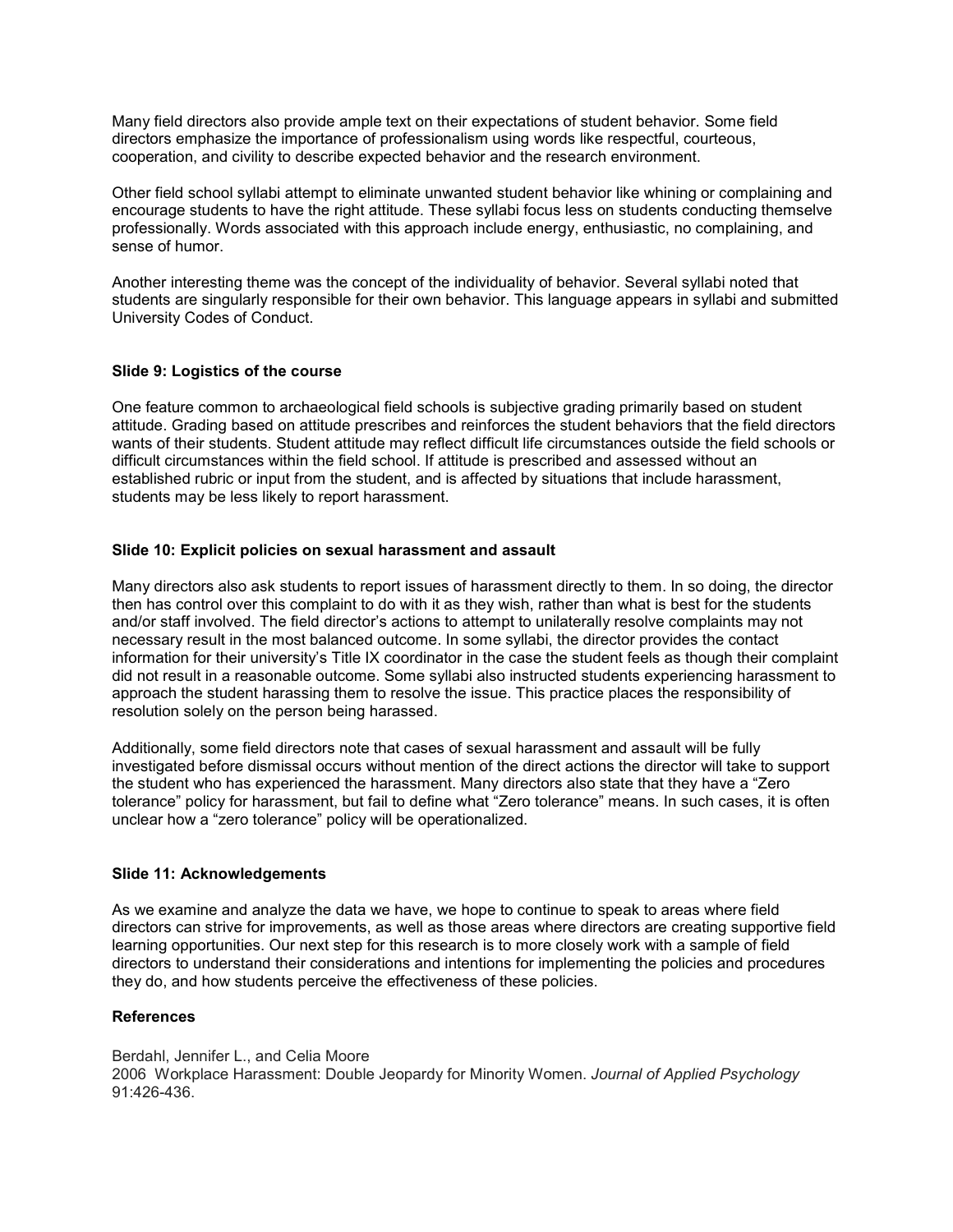Many field directors also provide ample text on their expectations of student behavior. Some field directors emphasize the importance of professionalism using words like respectful, courteous, cooperation, and civility to describe expected behavior and the research environment.

Other field school syllabi attempt to eliminate unwanted student behavior like whining or complaining and encourage students to have the right attitude. These syllabi focus less on students conducting themselve professionally. Words associated with this approach include energy, enthusiastic, no complaining, and sense of humor.

Another interesting theme was the concept of the individuality of behavior. Several syllabi noted that students are singularly responsible for their own behavior. This language appears in syllabi and submitted University Codes of Conduct.

### Slide 9: Logistics of the course

One feature common to archaeological field schools is subjective grading primarily based on student attitude. Grading based on attitude prescribes and reinforces the student behaviors that the field directors wants of their students. Student attitude may reflect difficult life circumstances outside the field schools or difficult circumstances within the field school. If attitude is prescribed and assessed without an established rubric or input from the student, and is affected by situations that include harassment, students may be less likely to report harassment.

### Slide 10: Explicit policies on sexual harassment and assault

Many directors also ask students to report issues of harassment directly to them. In so doing, the director then has control over this complaint to do with it as they wish, rather than what is best for the students and/or staff involved. The field director's actions to attempt to unilaterally resolve complaints may not necessary result in the most balanced outcome. In some syllabi, the director provides the contact information for their university's Title IX coordinator in the case the student feels as though their complaint did not result in a reasonable outcome. Some syllabi also instructed students experiencing harassment to approach the student harassing them to resolve the issue. This practice places the responsibility of resolution solely on the person being harassed.

Additionally, some field directors note that cases of sexual harassment and assault will be fully investigated before dismissal occurs without mention of the direct actions the director will take to support the student who has experienced the harassment. Many directors also state that they have a "Zero tolerance" policy for harassment, but fail to define what "Zero tolerance" means. In such cases, it is often unclear how a "zero tolerance" policy will be operationalized.

### Slide 11: Acknowledgements

As we examine and analyze the data we have, we hope to continue to speak to areas where field directors can strive for improvements, as well as those areas where directors are creating supportive field learning opportunities. Our next step for this research is to more closely work with a sample of field directors to understand their considerations and intentions for implementing the policies and procedures they do, and how students perceive the effectiveness of these policies.

### References

Berdahl, Jennifer L., and Celia Moore
2006 Workplace Harassment: Double Jeopardy for Minority Women. *Journal of Applied Psychology* 91:426-436.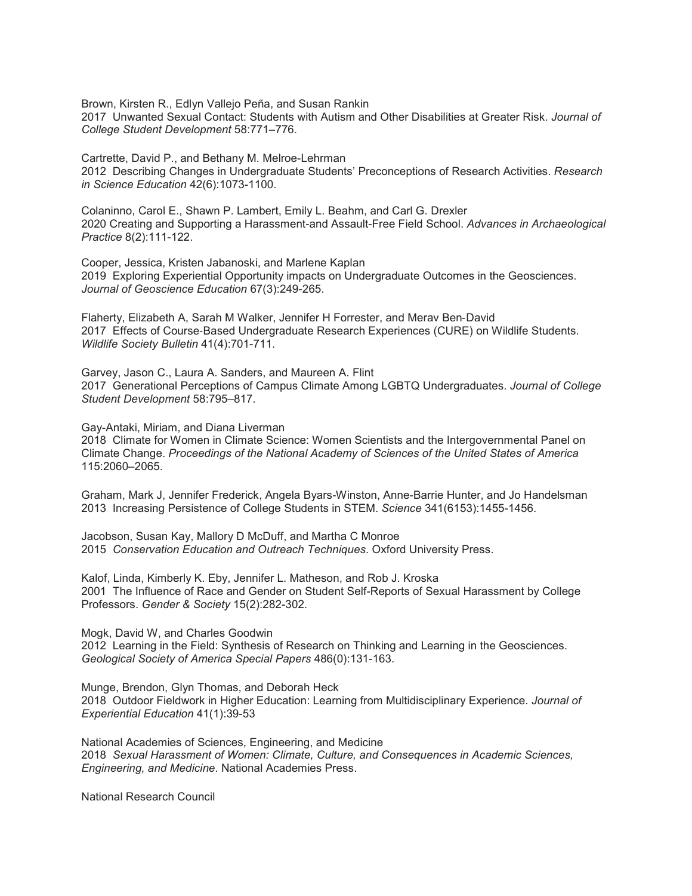Brown, Kirsten R., Edlyn Vallejo Peña, and Susan Rankin
2017 Unwanted Sexual Contact: Students with Autism and Other Disabilities at Greater Risk. *Journal of College Student Development* 58:771–776.

Cartrette, David P., and Bethany M. Melroe-Lehrman
2012 Describing Changes in Undergraduate Students' Preconceptions of Research Activities. *Research in Science Education* 42(6):1073-1100.

Colaninno, Carol E., Shawn P. Lambert, Emily L. Beahm, and Carl G. Drexler
2020 Creating and Supporting a Harassment-and Assault-Free Field School. *Advances in Archaeological Practice* 8(2):111-122.

Cooper, Jessica, Kristen Jabanoski, and Marlene Kaplan
2019 Exploring Experiential Opportunity impacts on Undergraduate Outcomes in the Geosciences. *Journal of Geoscience Education* 67(3):249-265.

Flaherty, Elizabeth A, Sarah M Walker, Jennifer H Forrester, and Merav Ben-David
2017 Effects of Course-Based Undergraduate Research Experiences (CURE) on Wildlife Students. *Wildlife Society Bulletin* 41(4):701-711.

Garvey, Jason C., Laura A. Sanders, and Maureen A. Flint
2017 Generational Perceptions of Campus Climate Among LGBTQ Undergraduates. *Journal of College Student Development* 58:795–817.

Gay-Antaki, Miriam, and Diana Liverman
2018 Climate for Women in Climate Science: Women Scientists and the Intergovernmental Panel on Climate Change. *Proceedings of the National Academy of Sciences of the United States of America* 115:2060–2065.

Graham, Mark J, Jennifer Frederick, Angela Byars-Winston, Anne-Barrie Hunter, and Jo Handelsman
2013 Increasing Persistence of College Students in STEM. *Science* 341(6153):1455-1456.

Jacobson, Susan Kay, Mallory D McDuff, and Martha C Monroe
2015 *Conservation Education and Outreach Techniques*. Oxford University Press.

Kalof, Linda, Kimberly K. Eby, Jennifer L. Matheson, and Rob J. Kroska
2001 The Influence of Race and Gender on Student Self-Reports of Sexual Harassment by College Professors. *Gender & Society* 15(2):282-302.

Mogk, David W, and Charles Goodwin
2012 Learning in the Field: Synthesis of Research on Thinking and Learning in the Geosciences. *Geological Society of America Special Papers* 486(0):131-163.

Munge, Brendon, Glyn Thomas, and Deborah Heck
2018 Outdoor Fieldwork in Higher Education: Learning from Multidisciplinary Experience. *Journal of Experiential Education* 41(1):39-53

National Academies of Sciences, Engineering, and Medicine
2018 *Sexual Harassment of Women: Climate, Culture, and Consequences in Academic Sciences, Engineering, and Medicine*. National Academies Press.

National Research Council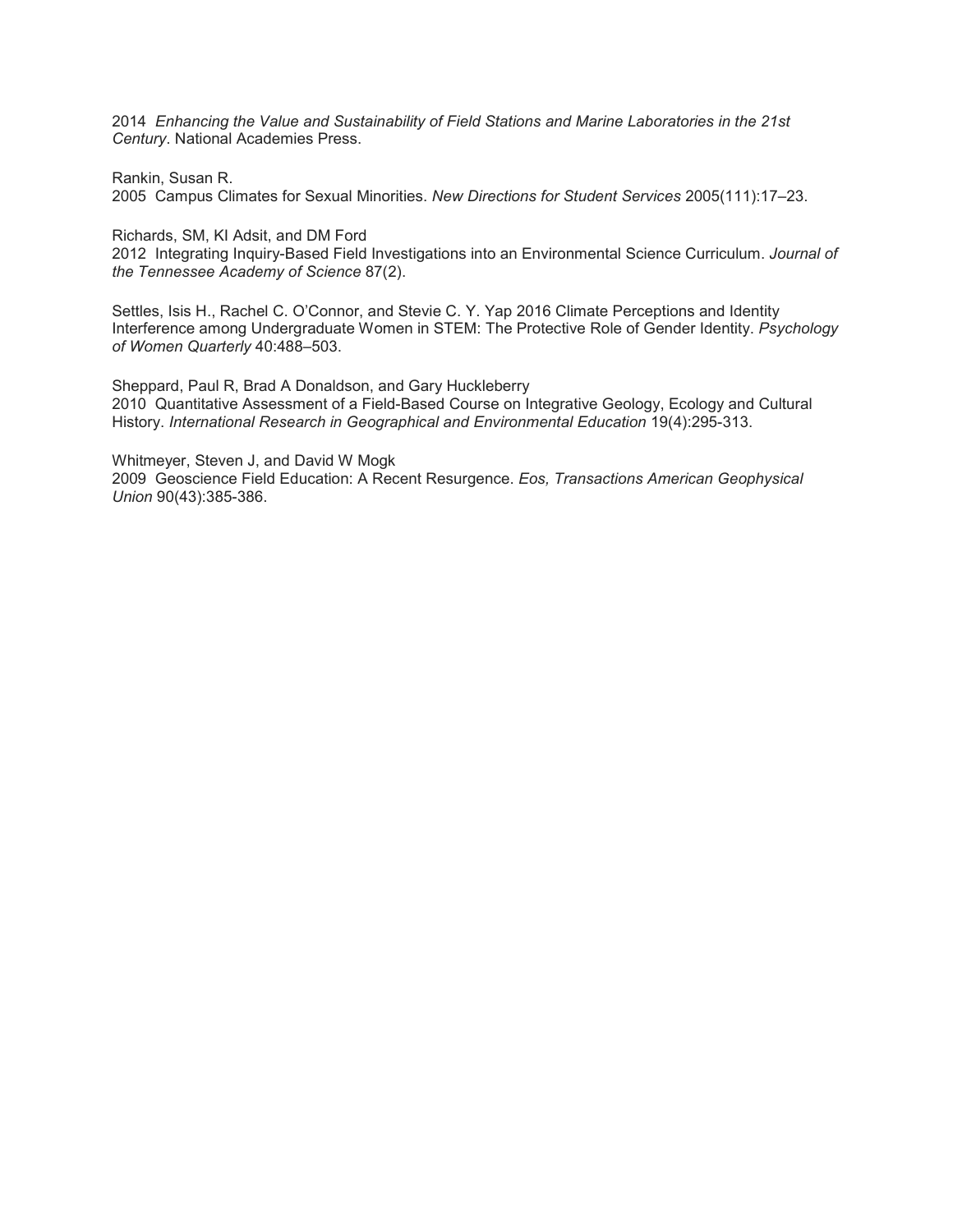2014 *Enhancing the Value and Sustainability of Field Stations and Marine Laboratories in the 21st Century*. National Academies Press.

Rankin, Susan R.
2005 Campus Climates for Sexual Minorities. *New Directions for Student Services* 2005(111):17–23.

Richards, SM, KI Adsit, and DM Ford
2012 Integrating Inquiry-Based Field Investigations into an Environmental Science Curriculum. *Journal of the Tennessee Academy of Science* 87(2).

Settles, Isis H., Rachel C. O'Connor, and Stevie C. Y. Yap 2016 Climate Perceptions and Identity Interference among Undergraduate Women in STEM: The Protective Role of Gender Identity. *Psychology of Women Quarterly* 40:488–503.

Sheppard, Paul R, Brad A Donaldson, and Gary Huckleberry
2010 Quantitative Assessment of a Field-Based Course on Integrative Geology, Ecology and Cultural History. *International Research in Geographical and Environmental Education* 19(4):295-313.

Whitmeyer, Steven J, and David W Mogk
2009 Geoscience Field Education: A Recent Resurgence. *Eos, Transactions American Geophysical Union* 90(43):385-386.